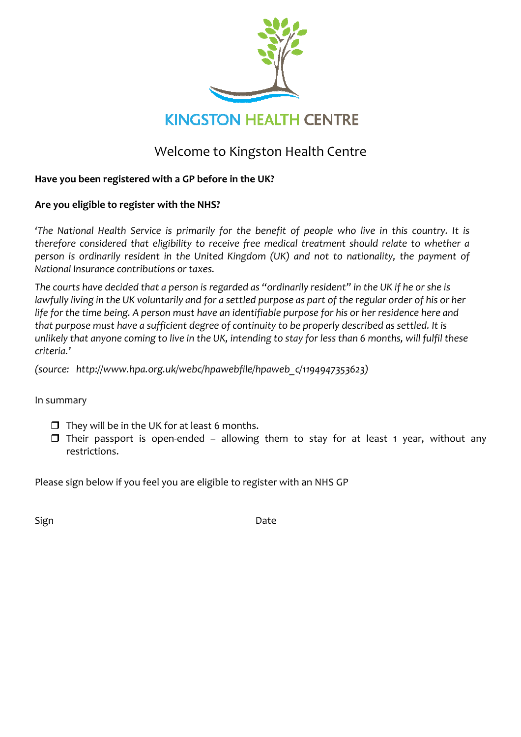# KINGSTON HEALTH CENTRE

## Welcome to Kingston Health Centre

**Have you been registered with a GP before in the UK?**

**Are you eligible to register with the NHS?**

*'The National Health Service is primarily for the benefit of people who live in this country. It is therefore considered that eligibility to receive free medical treatment should relate to whether a person is ordinarily resident in the United Kingdom (UK) and not to nationality, the payment of National Insurance contributions or taxes.*

*The courts have decided that a person is regarded as "ordinarily resident" in the UK if he or she is lawfully living in the UK voluntarily and for a settled purpose as part of the regular order of his or her life for the time being. A person must have an identifiable purpose for his or her residence here and that purpose must have a sufficient degree of continuity to be properly described as settled. It is unlikely that anyone coming to live in the UK, intending to stay for less than 6 months, will fulfil these criteria.'*

*(source: http://www.hpa.org.uk/webc/hpawebfile/hpaweb_c/1194947353623)*

In summary

- ❒ They will be in the UK for at least 6 months.
- ❒ Their passport is open-ended – allowing them to stay for at least 1 year, without any restrictions.

Please sign below if you feel you are eligible to register with an NHS GP

Sign                                        Date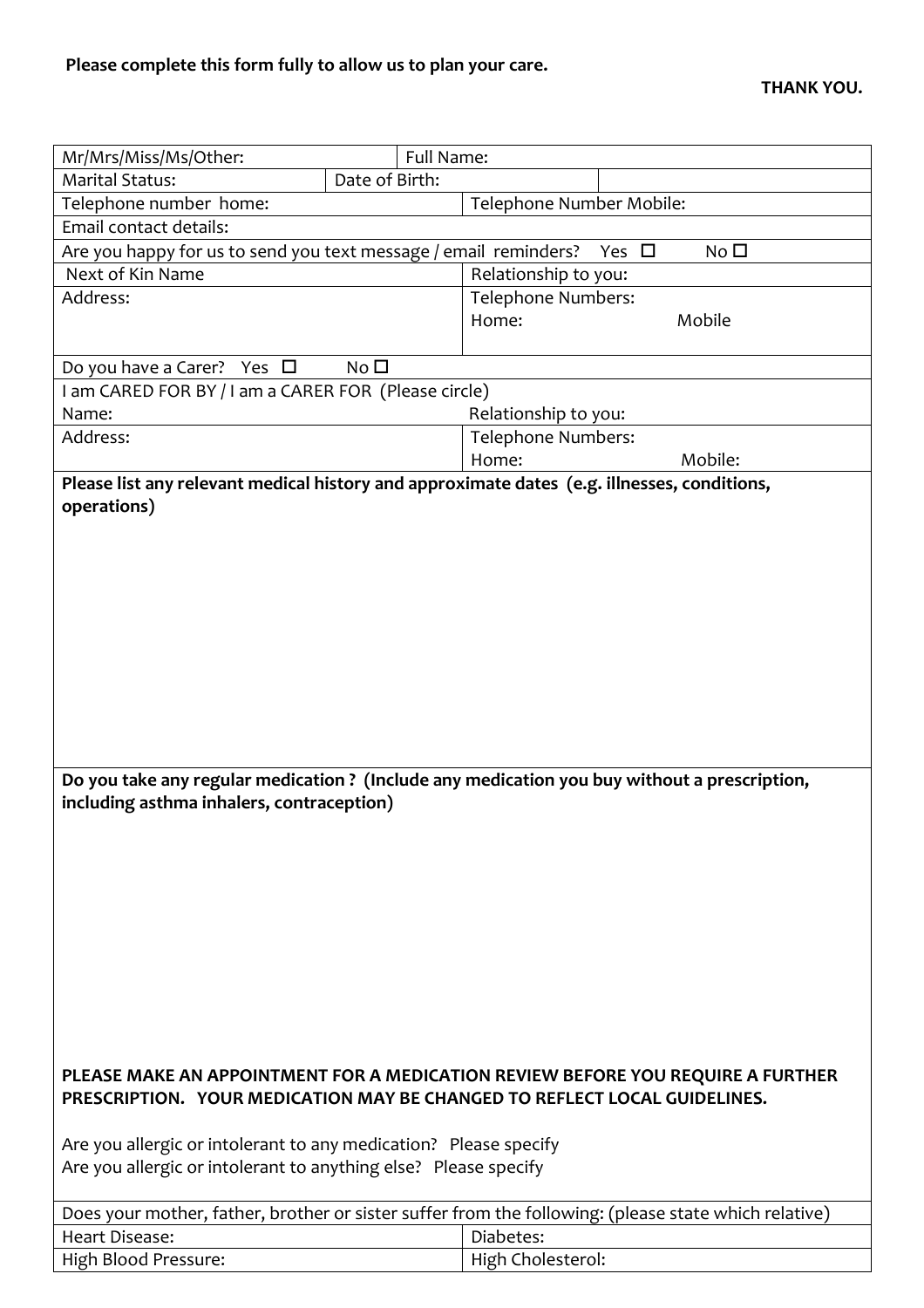**Please complete this form fully to allow us to plan your care.**

**THANK YOU.**

| Mr/Mrs/Miss/Ms/Other: | Full Name: | | |
|---|---|---|---|
| Marital Status: | Date of Birth: | | |
| Telephone number home: | | Telephone Number Mobile: | |
| Email contact details: | | | |
| Are you happy for us to send you text message / email reminders? Yes ☐ No ☐ | | | |
| Next of Kin Name | | Relationship to you: | |
| Address: | | Telephone Numbers:<br>Home: Mobile | |
| Do you have a Carer? Yes ☐ No ☐ | | | |
| I am CARED FOR BY / I am a CARER FOR (Please circle)<br>Name: | | Relationship to you: | |
| Address: | | Telephone Numbers:<br>Home: Mobile: | |

**Please list any relevant medical history and approximate dates (e.g. illnesses, conditions, operations)**

**Do you take any regular medication ? (Include any medication you buy without a prescription, including asthma inhalers, contraception)**

**PLEASE MAKE AN APPOINTMENT FOR A MEDICATION REVIEW BEFORE YOU REQUIRE A FURTHER PRESCRIPTION. YOUR MEDICATION MAY BE CHANGED TO REFLECT LOCAL GUIDELINES.**

Are you allergic or intolerant to any medication? Please specify
Are you allergic or intolerant to anything else? Please specify

| Does your mother, father, brother or sister suffer from the following: (please state which relative) | |
|---|---|
| Heart Disease: | Diabetes: |
| High Blood Pressure: | High Cholesterol: |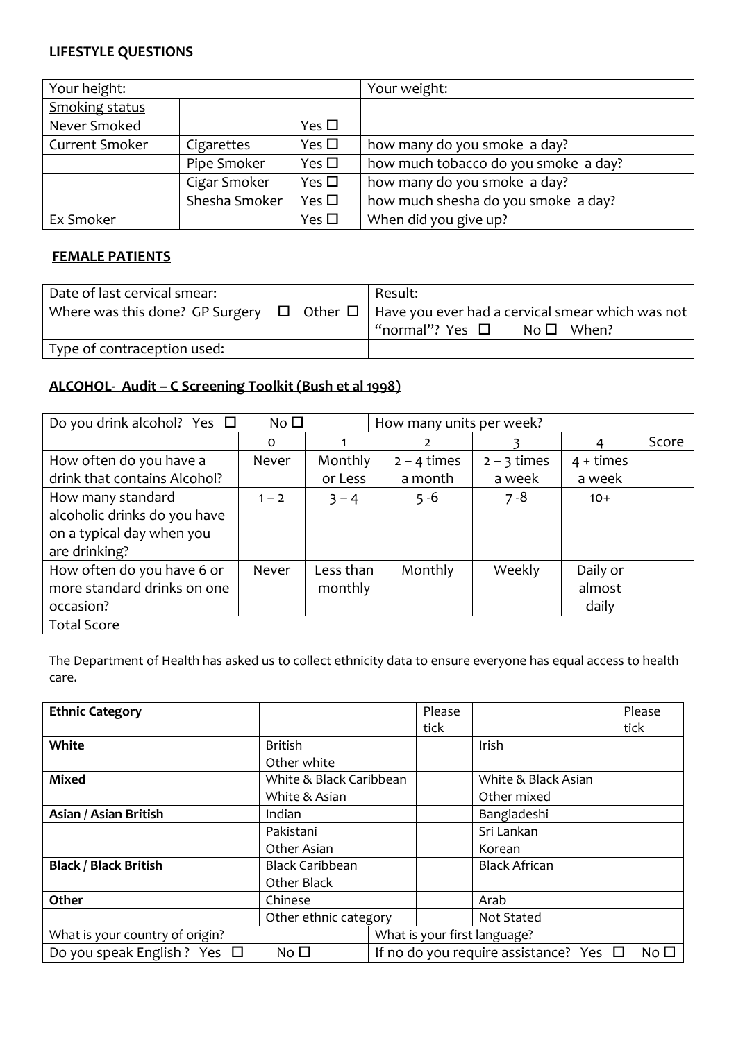## LIFESTYLE QUESTIONS

| Your height: | | | Your weight: |
|---|---|---|---|
| Smoking status | | | |
| Never Smoked | | Yes ☐ | |
| Current Smoker | Cigarettes | Yes ☐ | how many do you smoke a day? |
| | Pipe Smoker | Yes ☐ | how much tobacco do you smoke a day? |
| | Cigar Smoker | Yes ☐ | how many do you smoke a day? |
| | Shesha Smoker | Yes ☐ | how much shesha do you smoke a day? |
| Ex Smoker | | Yes ☐ | When did you give up? |

## FEMALE PATIENTS

| Date of last cervical smear: | Result: |
|---|---|
| Where was this done? GP Surgery ☐ Other ☐ | Have you ever had a cervical smear which was not "normal"? Yes ☐ No ☐ When? |
| Type of contraception used: | |

## ALCOHOL- Audit – C Screening Toolkit (Bush et al 1998)

| Do you drink alcohol? Yes ☐ No ☐ | | | How many units per week? | | | |
|---|---|---|---|---|---|---|
| | 0 | 1 | 2 | 3 | 4 | Score |
| How often do you have a drink that contains Alcohol? | Never | Monthly or Less | 2 – 4 times a month | 2 – 3 times a week | 4 + times a week | |
| How many standard alcoholic drinks do you have on a typical day when you are drinking? | 1 – 2 | 3 – 4 | 5 -6 | 7 -8 | 10+ | |
| How often do you have 6 or more standard drinks on one occasion? | Never | Less than monthly | Monthly | Weekly | Daily or almost daily | |
| Total Score | | | | | | |

The Department of Health has asked us to collect ethnicity data to ensure everyone has equal access to health care.

| **Ethnic Category** | | Please tick | | Please tick |
|---|---|---|---|---|
| **White** | British | | Irish | |
| | Other white | | | |
| **Mixed** | White & Black Caribbean | | White & Black Asian | |
| | White & Asian | | Other mixed | |
| **Asian / Asian British** | Indian | | Bangladeshi | |
| | Pakistani | | Sri Lankan | |
| | Other Asian | | Korean | |
| **Black / Black British** | Black Caribbean | | Black African | |
| | Other Black | | | |
| **Other** | Chinese | | Arab | |
| | Other ethnic category | | Not Stated | |
| What is your country of origin? | | What is your first language? | | |
| Do you speak English ? Yes ☐ No ☐ | | If no do you require assistance? Yes ☐ No ☐ | | |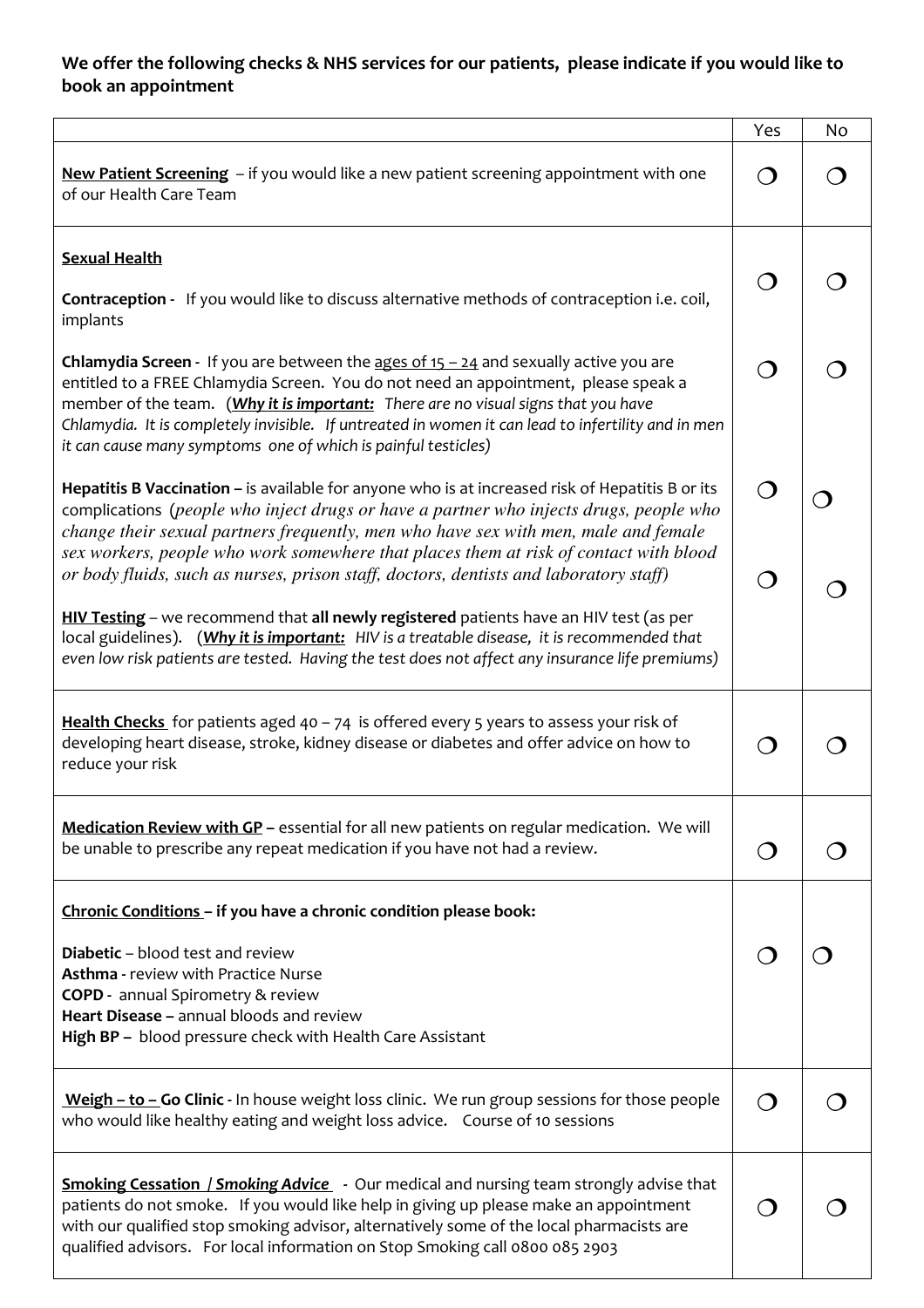**We offer the following checks & NHS services for our patients, please indicate if you would like to book an appointment**

| | Yes | No |
|---|---|---|
| **New Patient Screening** – if you would like a new patient screening appointment with one of our Health Care Team | ❍ | ❍ |
| **Sexual Health**<br><br>**Contraception** - If you would like to discuss alternative methods of contraception i.e. coil, implants | ❍ | ❍ |
| **Chlamydia Screen** - If you are between the ages of 15 – 24 and sexually active you are entitled to a FREE Chlamydia Screen. You do not need an appointment, please speak a member of the team. (***Why it is important:*** *There are no visual signs that you have Chlamydia. It is completely invisible. If untreated in women it can lead to infertility and in men it can cause many symptoms one of which is painful testicles)* | ❍ | ❍ |
| **Hepatitis B Vaccination –** is available for anyone who is at increased risk of Hepatitis B or its complications (*people who inject drugs or have a partner who injects drugs, people who change their sexual partners frequently, men who have sex with men, male and female sex workers, people who work somewhere that places them at risk of contact with blood or body fluids, such as nurses, prison staff, doctors, dentists and laboratory staff)* | ❍ | ❍ |
| **HIV Testing** – we recommend that **all newly registered** patients have an HIV test (as per local guidelines). (***Why it is important:*** *HIV is a treatable disease, it is recommended that even low risk patients are tested. Having the test does not affect any insurance life premiums)* | ❍ | ❍ |
| **Health Checks** for patients aged 40 – 74 is offered every 5 years to assess your risk of developing heart disease, stroke, kidney disease or diabetes and offer advice on how to reduce your risk | ❍ | ❍ |
| **Medication Review with GP –** essential for all new patients on regular medication. We will be unable to prescribe any repeat medication if you have not had a review. | ❍ | ❍ |
| **Chronic Conditions – if you have a chronic condition please book:**<br><br>**Diabetic** – blood test and review<br>**Asthma** - review with Practice Nurse<br>**COPD** - annual Spirometry & review<br>**Heart Disease –** annual bloods and review<br>**High BP –** blood pressure check with Health Care Assistant | ❍ | ❍ |
| **Weigh – to – Go Clinic** - In house weight loss clinic. We run group sessions for those people who would like healthy eating and weight loss advice. Course of 10 sessions | ❍ | ❍ |
| **Smoking Cessation / *Smoking Advice*** - Our medical and nursing team strongly advise that patients do not smoke. If you would like help in giving up please make an appointment with our qualified stop smoking advisor, alternatively some of the local pharmacists are qualified advisors. For local information on Stop Smoking call 0800 085 2903 | ❍ | ❍ |